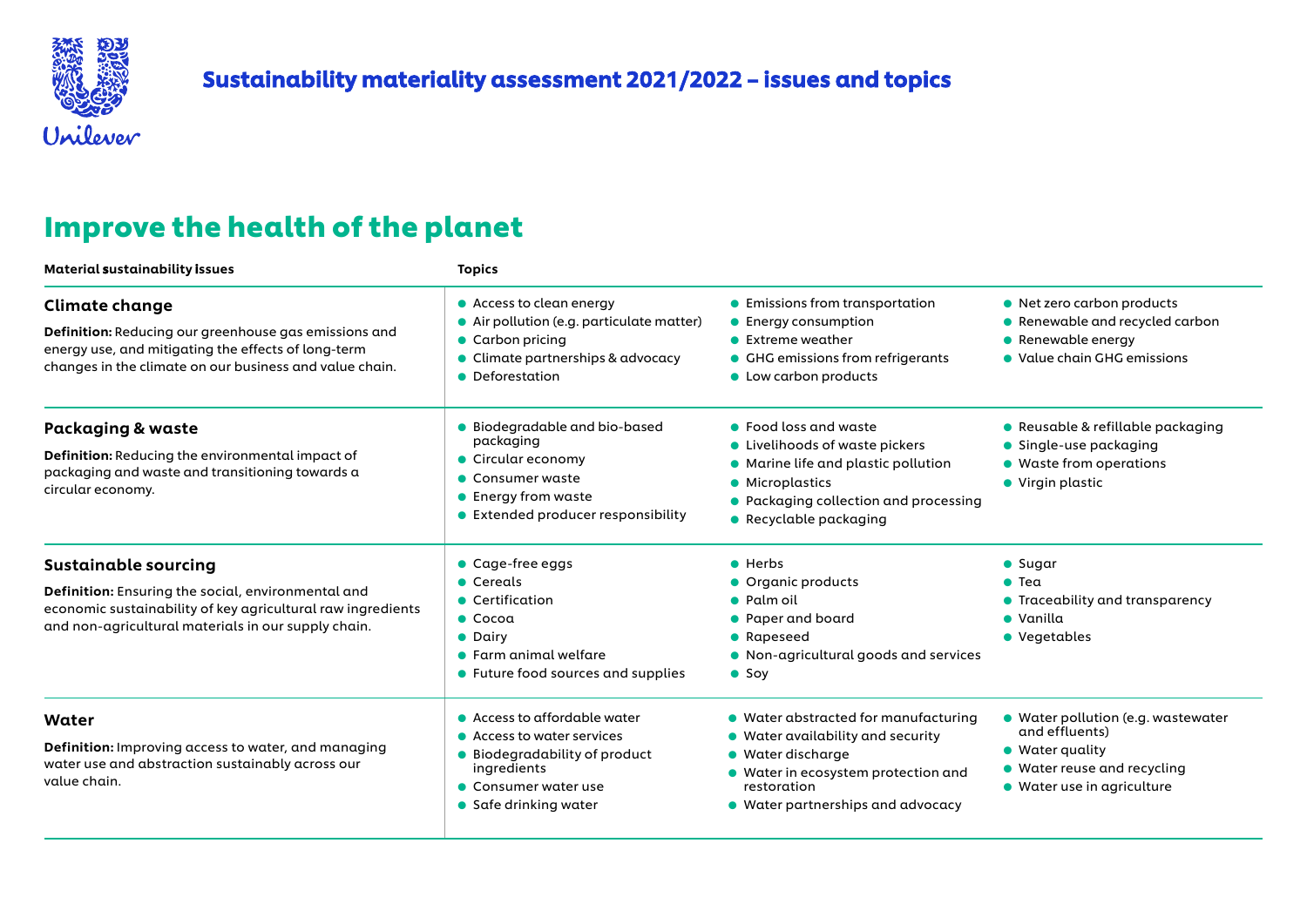# Sustainability materiality assessment 2021/2022 – issues and topics

## Improve the health of the planet

| Material sustainability issues | Topics | | |
|---|---|---|---|
| **Climate change**<br>**Definition:** Reducing our greenhouse gas emissions and energy use, and mitigating the effects of long-term changes in the climate on our business and value chain. | • Access to clean energy<br>• Air pollution (e.g. particulate matter)<br>• Carbon pricing<br>• Climate partnerships & advocacy<br>• Deforestation | • Emissions from transportation<br>• Energy consumption<br>• Extreme weather<br>• GHG emissions from refrigerants<br>• Low carbon products | • Net zero carbon products<br>• Renewable and recycled carbon<br>• Renewable energy<br>• Value chain GHG emissions |
| **Packaging & waste**<br>**Definition:** Reducing the environmental impact of packaging and waste and transitioning towards a circular economy. | • Biodegradable and bio-based packaging<br>• Circular economy<br>• Consumer waste<br>• Energy from waste<br>• Extended producer responsibility | • Food loss and waste<br>• Livelihoods of waste pickers<br>• Marine life and plastic pollution<br>• Microplastics<br>• Packaging collection and processing<br>• Recyclable packaging | • Reusable & refillable packaging<br>• Single-use packaging<br>• Waste from operations<br>• Virgin plastic |
| **Sustainable sourcing**<br>**Definition:** Ensuring the social, environmental and economic sustainability of key agricultural raw ingredients and non-agricultural materials in our supply chain. | • Cage-free eggs<br>• Cereals<br>• Certification<br>• Cocoa<br>• Dairy<br>• Farm animal welfare<br>• Future food sources and supplies | • Herbs<br>• Organic products<br>• Palm oil<br>• Paper and board<br>• Rapeseed<br>• Non-agricultural goods and services<br>• Soy | • Sugar<br>• Tea<br>• Traceability and transparency<br>• Vanilla<br>• Vegetables |
| **Water**<br>**Definition:** Improving access to water, and managing water use and abstraction sustainably across our value chain. | • Access to affordable water<br>• Access to water services<br>• Biodegradability of product ingredients<br>• Consumer water use<br>• Safe drinking water | • Water abstracted for manufacturing<br>• Water availability and security<br>• Water discharge<br>• Water in ecosystem protection and restoration<br>• Water partnerships and advocacy | • Water pollution (e.g. wastewater and effluents)<br>• Water quality<br>• Water reuse and recycling<br>• Water use in agriculture |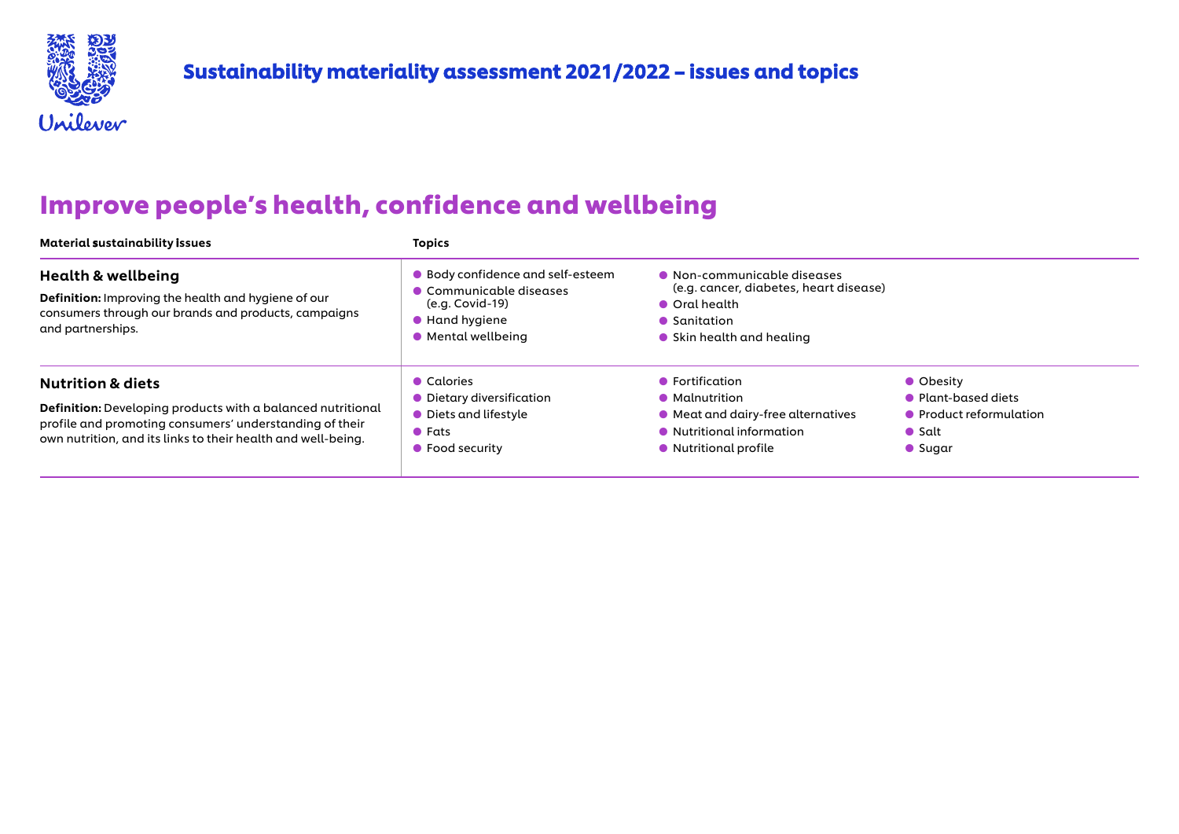# Sustainability materiality assessment 2021/2022 – issues and topics

## Improve people's health, confidence and wellbeing

| Material sustainability Issues | Topics |
|---|---|
| **Health & wellbeing**<br>**Definition:** Improving the health and hygiene of our consumers through our brands and products, campaigns and partnerships. | • Body confidence and self-esteem<br>• Communicable diseases (e.g. Covid-19)<br>• Hand hygiene<br>• Mental wellbeing<br>• Non-communicable diseases (e.g. cancer, diabetes, heart disease)<br>• Oral health<br>• Sanitation<br>• Skin health and healing |
| **Nutrition & diets**<br>**Definition:** Developing products with a balanced nutritional profile and promoting consumers' understanding of their own nutrition, and its links to their health and well-being. | • Calories<br>• Dietary diversification<br>• Diets and lifestyle<br>• Fats<br>• Food security<br>• Fortification<br>• Malnutrition<br>• Meat and dairy-free alternatives<br>• Nutritional information<br>• Nutritional profile<br>• Obesity<br>• Plant-based diets<br>• Product reformulation<br>• Salt<br>• Sugar |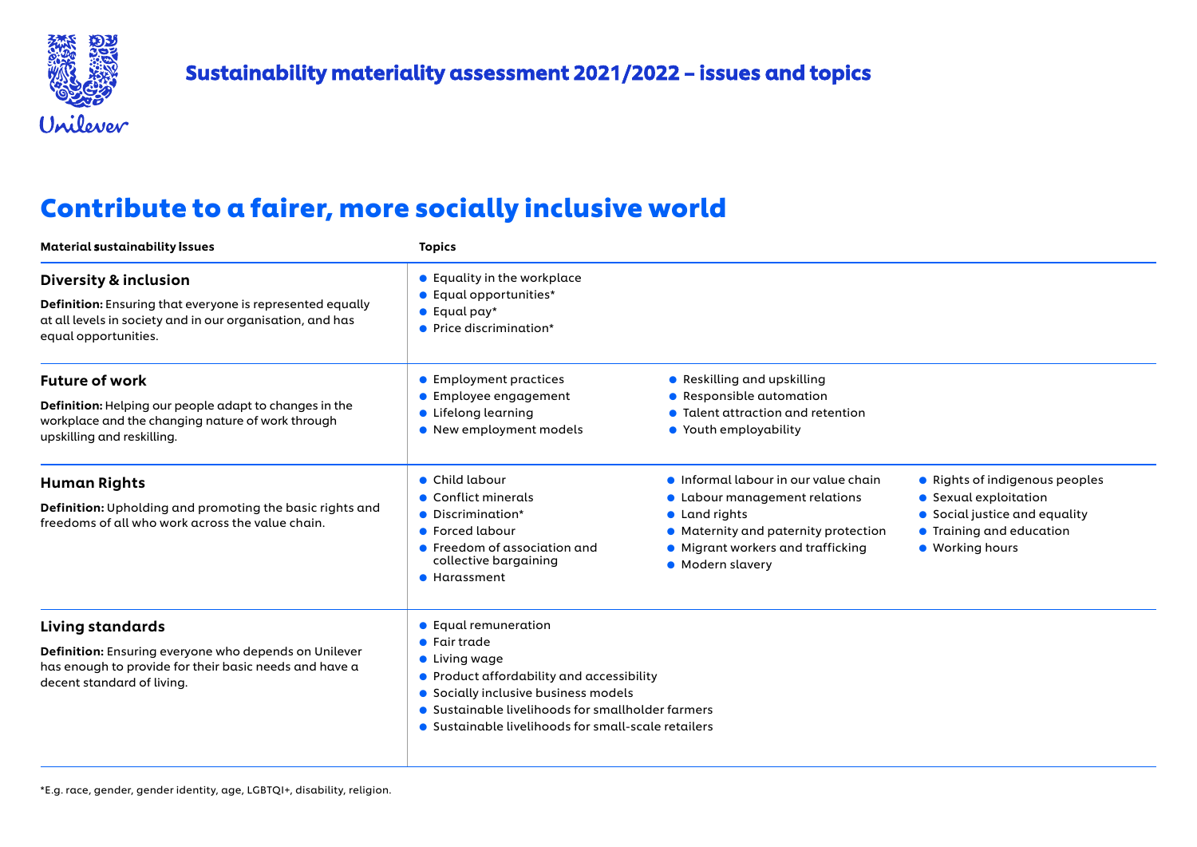# Sustainability materiality assessment 2021/2022 – issues and topics

## Contribute to a fairer, more socially inclusive world

| Material sustainability Issues | Topics |
| --- | --- |
| **Diversity & inclusion**<br>**Definition:** Ensuring that everyone is represented equally at all levels in society and in our organisation, and has equal opportunities. | • Equality in the workplace<br>• Equal opportunities*<br>• Equal pay*<br>• Price discrimination* |
| **Future of work**<br>**Definition:** Helping our people adapt to changes in the workplace and the changing nature of work through upskilling and reskilling. | • Employment practices<br>• Employee engagement<br>• Lifelong learning<br>• New employment models<br>• Reskilling and upskilling<br>• Responsible automation<br>• Talent attraction and retention<br>• Youth employability |
| **Human Rights**<br>**Definition:** Upholding and promoting the basic rights and freedoms of all who work across the value chain. | • Child labour<br>• Conflict minerals<br>• Discrimination*<br>• Forced labour<br>• Freedom of association and collective bargaining<br>• Harassment<br>• Informal labour in our value chain<br>• Labour management relations<br>• Land rights<br>• Maternity and paternity protection<br>• Migrant workers and trafficking<br>• Modern slavery<br>• Rights of indigenous peoples<br>• Sexual exploitation<br>• Social justice and equality<br>• Training and education<br>• Working hours |
| **Living standards**<br>**Definition:** Ensuring everyone who depends on Unilever has enough to provide for their basic needs and have a decent standard of living. | • Equal remuneration<br>• Fair trade<br>• Living wage<br>• Product affordability and accessibility<br>• Socially inclusive business models<br>• Sustainable livelihoods for smallholder farmers<br>• Sustainable livelihoods for small-scale retailers |

*E.g. race, gender, gender identity, age, LGBTQI+, disability, religion.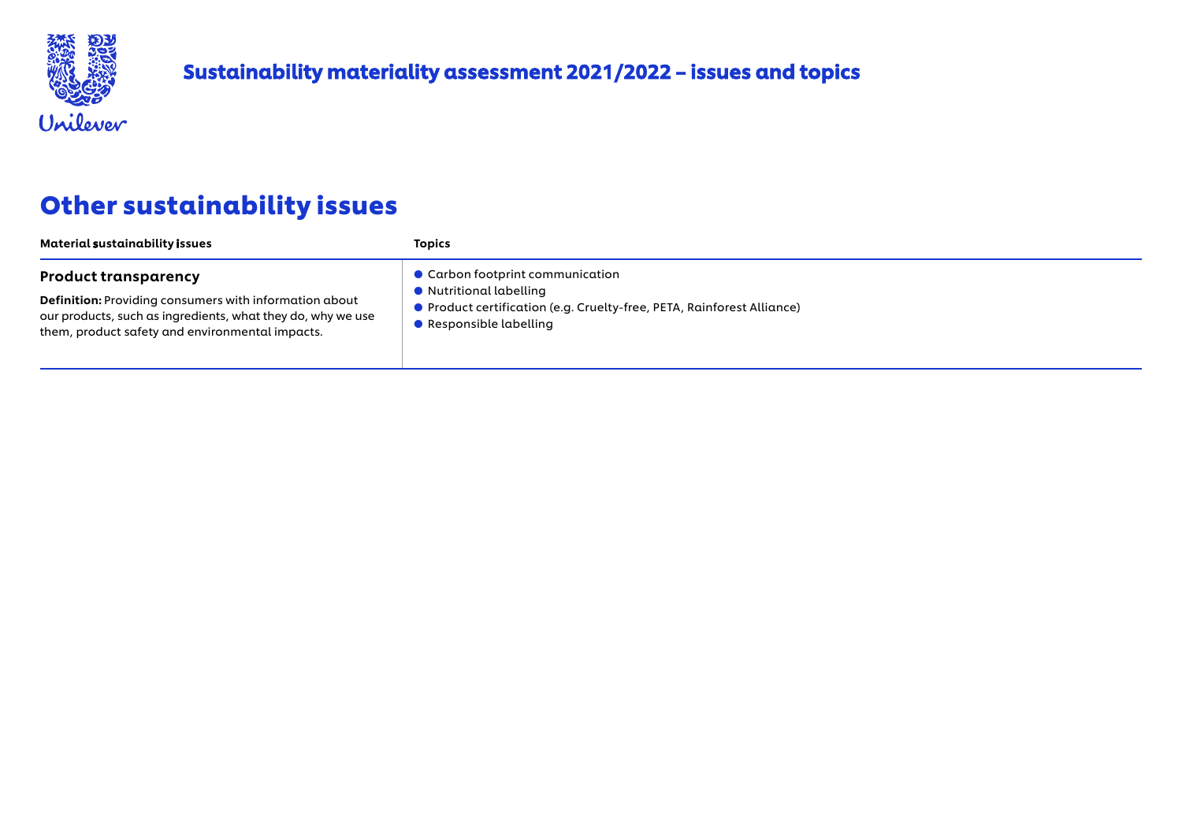# Sustainability materiality assessment 2021/2022 – issues and topics

## Other sustainability issues

| Material sustainability issues | Topics |
| --- | --- |
| **Product transparency**<br>**Definition:** Providing consumers with information about our products, such as ingredients, what they do, why we use them, product safety and environmental impacts. | • Carbon footprint communication<br>• Nutritional labelling<br>• Product certification (e.g. Cruelty-free, PETA, Rainforest Alliance)<br>• Responsible labelling |